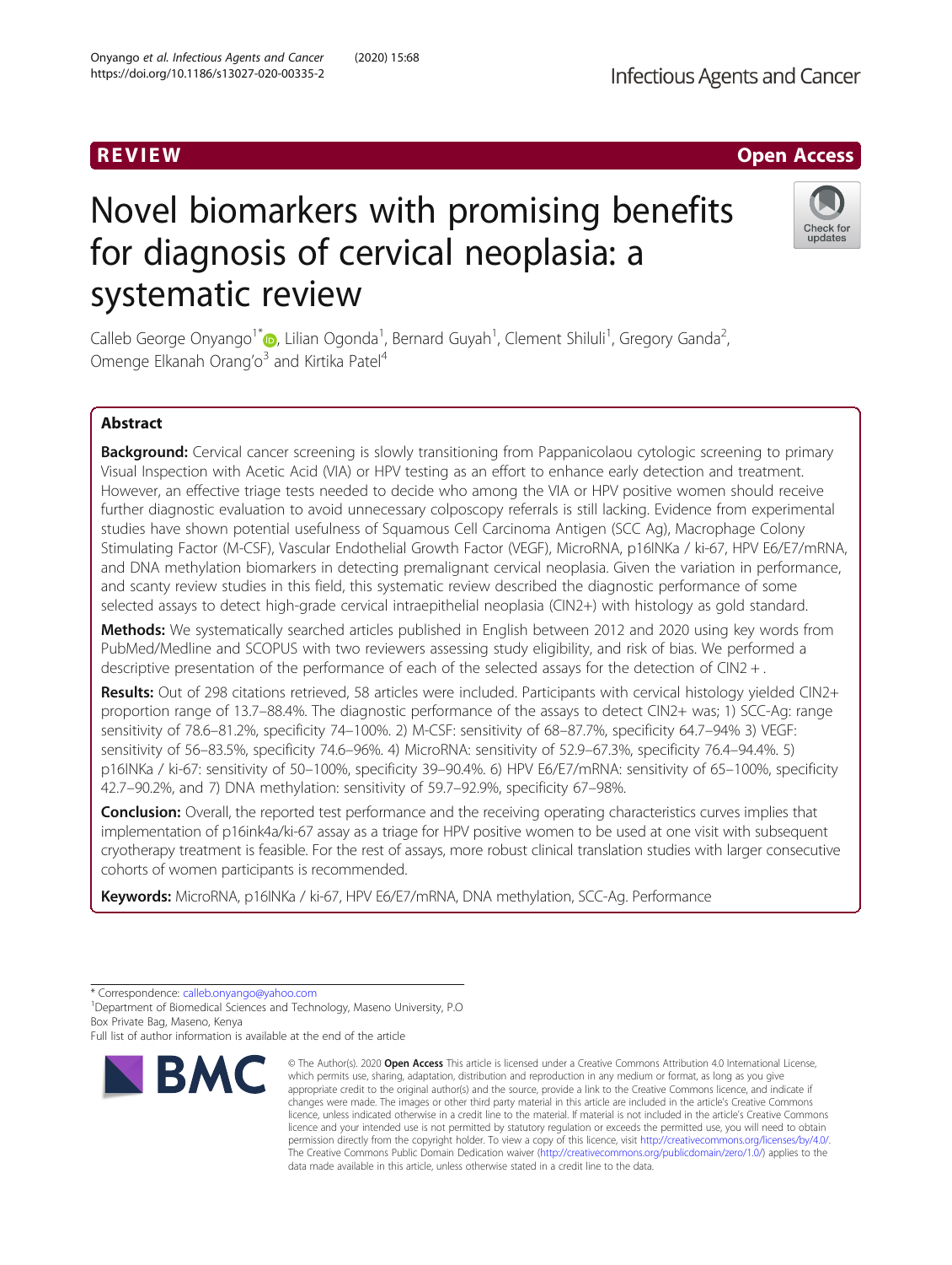REVIEW

Open Access

# Novel biomarkers with promising benefits for diagnosis of cervical neoplasia: a systematic review

Calleb George Onyango[1*], Lilian Ogonda[1], Bernard Guyah[1], Clement Shiluli[1], Gregory Ganda[2], Omenge Elkanah Orang'o[3] and Kirtika Patel[4]

## Abstract

**Background:** Cervical cancer screening is slowly transitioning from Pappanicolaou cytologic screening to primary Visual Inspection with Acetic Acid (VIA) or HPV testing as an effort to enhance early detection and treatment. However, an effective triage tests needed to decide who among the VIA or HPV positive women should receive further diagnostic evaluation to avoid unnecessary colposcopy referrals is still lacking. Evidence from experimental studies have shown potential usefulness of Squamous Cell Carcinoma Antigen (SCC Ag), Macrophage Colony Stimulating Factor (M-CSF), Vascular Endothelial Growth Factor (VEGF), MicroRNA, p16INKa / ki-67, HPV E6/E7/mRNA, and DNA methylation biomarkers in detecting premalignant cervical neoplasia. Given the variation in performance, and scanty review studies in this field, this systematic review described the diagnostic performance of some selected assays to detect high-grade cervical intraepithelial neoplasia (CIN2+) with histology as gold standard.

**Methods:** We systematically searched articles published in English between 2012 and 2020 using key words from PubMed/Medline and SCOPUS with two reviewers assessing study eligibility, and risk of bias. We performed a descriptive presentation of the performance of each of the selected assays for the detection of CIN2 + .

**Results:** Out of 298 citations retrieved, 58 articles were included. Participants with cervical histology yielded CIN2+ proportion range of 13.7–88.4%. The diagnostic performance of the assays to detect CIN2+ was; 1) SCC-Ag: range sensitivity of 78.6–81.2%, specificity 74–100%. 2) M-CSF: sensitivity of 68–87.7%, specificity 64.7–94% 3) VEGF: sensitivity of 56–83.5%, specificity 74.6–96%. 4) MicroRNA: sensitivity of 52.9–67.3%, specificity 76.4–94.4%. 5) p16INKa / ki-67: sensitivity of 50–100%, specificity 39–90.4%. 6) HPV E6/E7/mRNA: sensitivity of 65–100%, specificity 42.7–90.2%, and 7) DNA methylation: sensitivity of 59.7–92.9%, specificity 67–98%.

**Conclusion:** Overall, the reported test performance and the receiving operating characteristics curves implies that implementation of p16ink4a/ki-67 assay as a triage for HPV positive women to be used at one visit with subsequent cryotherapy treatment is feasible. For the rest of assays, more robust clinical translation studies with larger consecutive cohorts of women participants is recommended.

**Keywords:** MicroRNA, p16INKa / ki-67, HPV E6/E7/mRNA, DNA methylation, SCC-Ag. Performance

* Correspondence: calleb.onyango@yahoo.com
[1]Department of Biomedical Sciences and Technology, Maseno University, P.O Box Private Bag, Maseno, Kenya
Full list of author information is available at the end of the article

© The Author(s). 2020 **Open Access** This article is licensed under a Creative Commons Attribution 4.0 International License, which permits use, sharing, adaptation, distribution and reproduction in any medium or format, as long as you give appropriate credit to the original author(s) and the source, provide a link to the Creative Commons licence, and indicate if changes were made. The images or other third party material in this article are included in the article's Creative Commons licence, unless indicated otherwise in a credit line to the material. If material is not included in the article's Creative Commons licence and your intended use is not permitted by statutory regulation or exceeds the permitted use, you will need to obtain permission directly from the copyright holder. To view a copy of this licence, visit http://creativecommons.org/licenses/by/4.0/. The Creative Commons Public Domain Dedication waiver (http://creativecommons.org/publicdomain/zero/1.0/) applies to the data made available in this article, unless otherwise stated in a credit line to the data.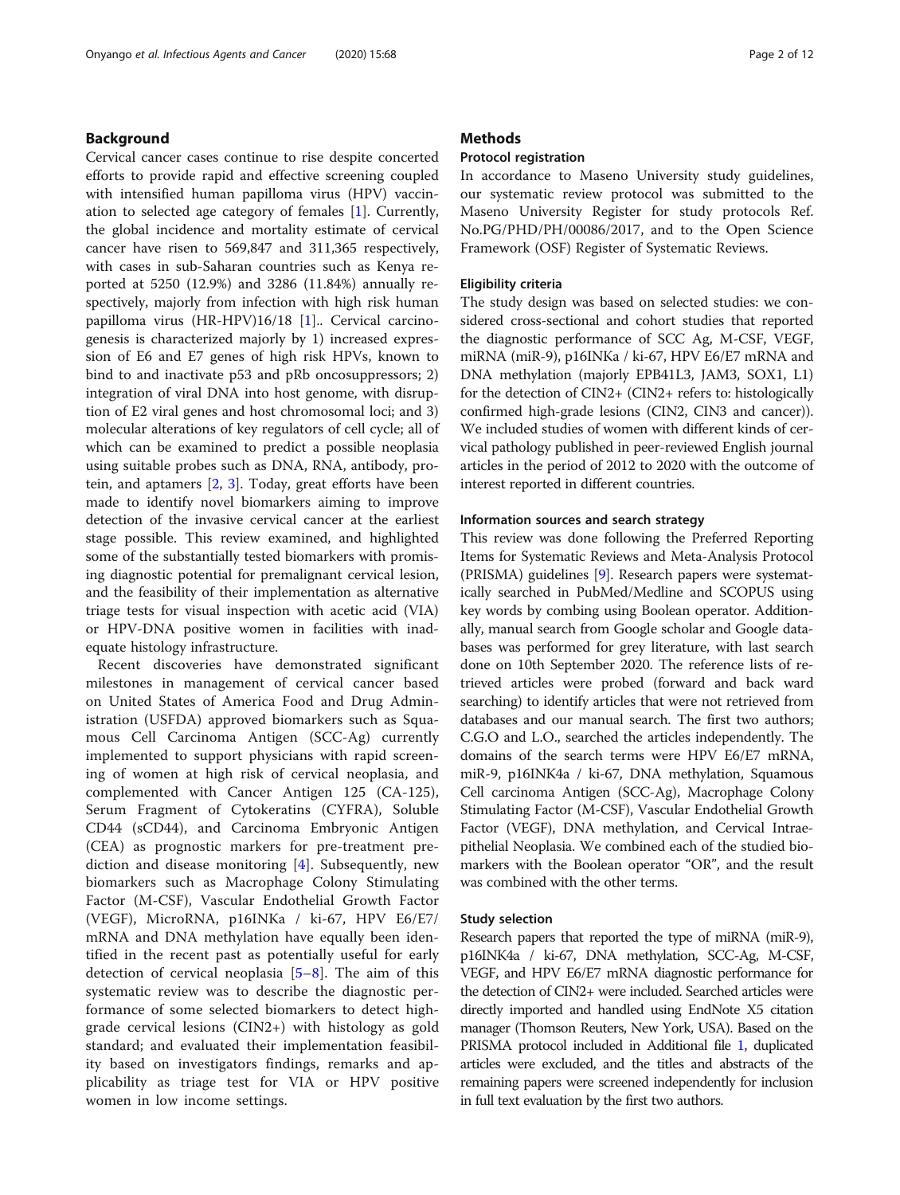## Background

Cervical cancer cases continue to rise despite concerted efforts to provide rapid and effective screening coupled with intensified human papilloma virus (HPV) vaccination to selected age category of females [1]. Currently, the global incidence and mortality estimate of cervical cancer have risen to 569,847 and 311,365 respectively, with cases in sub-Saharan countries such as Kenya reported at 5250 (12.9%) and 3286 (11.84%) annually respectively, majorly from infection with high risk human papilloma virus (HR-HPV)16/18 [1].. Cervical carcinogenesis is characterized majorly by 1) increased expression of E6 and E7 genes of high risk HPVs, known to bind to and inactivate p53 and pRb oncosuppressors; 2) integration of viral DNA into host genome, with disruption of E2 viral genes and host chromosomal loci; and 3) molecular alterations of key regulators of cell cycle; all of which can be examined to predict a possible neoplasia using suitable probes such as DNA, RNA, antibody, protein, and aptamers [2, 3]. Today, great efforts have been made to identify novel biomarkers aiming to improve detection of the invasive cervical cancer at the earliest stage possible. This review examined, and highlighted some of the substantially tested biomarkers with promising diagnostic potential for premalignant cervical lesion, and the feasibility of their implementation as alternative triage tests for visual inspection with acetic acid (VIA) or HPV-DNA positive women in facilities with inadequate histology infrastructure.

Recent discoveries have demonstrated significant milestones in management of cervical cancer based on United States of America Food and Drug Administration (USFDA) approved biomarkers such as Squamous Cell Carcinoma Antigen (SCC-Ag) currently implemented to support physicians with rapid screening of women at high risk of cervical neoplasia, and complemented with Cancer Antigen 125 (CA-125), Serum Fragment of Cytokeratins (CYFRA), Soluble CD44 (sCD44), and Carcinoma Embryonic Antigen (CEA) as prognostic markers for pre-treatment prediction and disease monitoring [4]. Subsequently, new biomarkers such as Macrophage Colony Stimulating Factor (M-CSF), Vascular Endothelial Growth Factor (VEGF), MicroRNA, p16INKa / ki-67, HPV E6/E7/mRNA and DNA methylation have equally been identified in the recent past as potentially useful for early detection of cervical neoplasia [5–8]. The aim of this systematic review was to describe the diagnostic performance of some selected biomarkers to detect high-grade cervical lesions (CIN2+) with histology as gold standard; and evaluated their implementation feasibility based on investigators findings, remarks and applicability as triage test for VIA or HPV positive women in low income settings.

## Methods

### Protocol registration

In accordance to Maseno University study guidelines, our systematic review protocol was submitted to the Maseno University Register for study protocols Ref. No.PG/PHD/PH/00086/2017, and to the Open Science Framework (OSF) Register of Systematic Reviews.

### Eligibility criteria

The study design was based on selected studies: we considered cross-sectional and cohort studies that reported the diagnostic performance of SCC Ag, M-CSF, VEGF, miRNA (miR-9), p16INKa / ki-67, HPV E6/E7 mRNA and DNA methylation (majorly EPB41L3, JAM3, SOX1, L1) for the detection of CIN2+ (CIN2+ refers to: histologically confirmed high-grade lesions (CIN2, CIN3 and cancer)). We included studies of women with different kinds of cervical pathology published in peer-reviewed English journal articles in the period of 2012 to 2020 with the outcome of interest reported in different countries.

### Information sources and search strategy

This review was done following the Preferred Reporting Items for Systematic Reviews and Meta-Analysis Protocol (PRISMA) guidelines [9]. Research papers were systematically searched in PubMed/Medline and SCOPUS using key words by combing using Boolean operator. Additionally, manual search from Google scholar and Google databases was performed for grey literature, with last search done on 10th September 2020. The reference lists of retrieved articles were probed (forward and back ward searching) to identify articles that were not retrieved from databases and our manual search. The first two authors; C.G.O and L.O., searched the articles independently. The domains of the search terms were HPV E6/E7 mRNA, miR-9, p16INK4a / ki-67, DNA methylation, Squamous Cell carcinoma Antigen (SCC-Ag), Macrophage Colony Stimulating Factor (M-CSF), Vascular Endothelial Growth Factor (VEGF), DNA methylation, and Cervical Intraepithelial Neoplasia. We combined each of the studied biomarkers with the Boolean operator "OR", and the result was combined with the other terms.

### Study selection

Research papers that reported the type of miRNA (miR-9), p16INK4a / ki-67, DNA methylation, SCC-Ag, M-CSF, VEGF, and HPV E6/E7 mRNA diagnostic performance for the detection of CIN2+ were included. Searched articles were directly imported and handled using EndNote X5 citation manager (Thomson Reuters, New York, USA). Based on the PRISMA protocol included in Additional file 1, duplicated articles were excluded, and the titles and abstracts of the remaining papers were screened independently for inclusion in full text evaluation by the first two authors.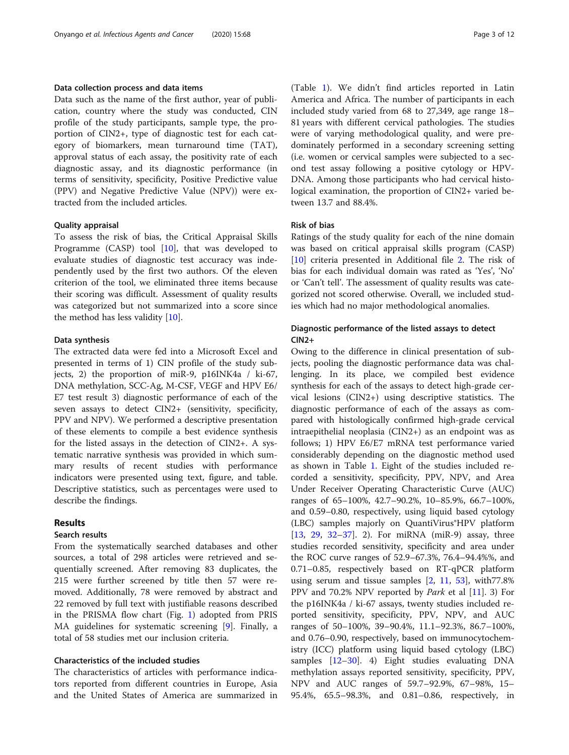#### Data collection process and data items

Data such as the name of the first author, year of publication, country where the study was conducted, CIN profile of the study participants, sample type, the proportion of CIN2+, type of diagnostic test for each category of biomarkers, mean turnaround time (TAT), approval status of each assay, the positivity rate of each diagnostic assay, and its diagnostic performance (in terms of sensitivity, specificity, Positive Predictive value (PPV) and Negative Predictive Value (NPV)) were extracted from the included articles.

#### Quality appraisal

To assess the risk of bias, the Critical Appraisal Skills Programme (CASP) tool [10], that was developed to evaluate studies of diagnostic test accuracy was independently used by the first two authors. Of the eleven criterion of the tool, we eliminated three items because their scoring was difficult. Assessment of quality results was categorized but not summarized into a score since the method has less validity [10].

#### Data synthesis

The extracted data were fed into a Microsoft Excel and presented in terms of 1) CIN profile of the study subjects, 2) the proportion of miR-9, p16INK4a / ki-67, DNA methylation, SCC-Ag, M-CSF, VEGF and HPV E6/E7 test result 3) diagnostic performance of each of the seven assays to detect CIN2+ (sensitivity, specificity, PPV and NPV). We performed a descriptive presentation of these elements to compile a best evidence synthesis for the listed assays in the detection of CIN2+. A systematic narrative synthesis was provided in which summary results of recent studies with performance indicators were presented using text, figure, and table. Descriptive statistics, such as percentages were used to describe the findings.

## Results

#### Search results

From the systematically searched databases and other sources, a total of 298 articles were retrieved and sequentially screened. After removing 83 duplicates, the 215 were further screened by title then 57 were removed. Additionally, 78 were removed by abstract and 22 removed by full text with justifiable reasons described in the PRISMA flow chart (Fig. 1) adopted from PRISMA guidelines for systematic screening [9]. Finally, a total of 58 studies met our inclusion criteria.

#### Characteristics of the included studies

The characteristics of articles with performance indicators reported from different countries in Europe, Asia and the United States of America are summarized in (Table 1). We didn't find articles reported in Latin America and Africa. The number of participants in each included study varied from 68 to 27,349, age range 18–81 years with different cervical pathologies. The studies were of varying methodological quality, and were predominately performed in a secondary screening setting (i.e. women or cervical samples were subjected to a second test assay following a positive cytology or HPV-DNA. Among those participants who had cervical histological examination, the proportion of CIN2+ varied between 13.7 and 88.4%.

#### Risk of bias

Ratings of the study quality for each of the nine domain was based on critical appraisal skills program (CASP) [10] criteria presented in Additional file 2. The risk of bias for each individual domain was rated as 'Yes', 'No' or 'Can't tell'. The assessment of quality results was categorized not scored otherwise. Overall, we included studies which had no major methodological anomalies.

#### Diagnostic performance of the listed assays to detect CIN2+

Owing to the difference in clinical presentation of subjects, pooling the diagnostic performance data was challenging. In its place, we compiled best evidence synthesis for each of the assays to detect high-grade cervical lesions (CIN2+) using descriptive statistics. The diagnostic performance of each of the assays as compared with histologically confirmed high-grade cervical intraepithelial neoplasia (CIN2+) as an endpoint was as follows; 1) HPV E6/E7 mRNA test performance varied considerably depending on the diagnostic method used as shown in Table 1. Eight of the studies included recorded a sensitivity, specificity, PPV, NPV, and Area Under Receiver Operating Characteristic Curve (AUC) ranges of 65–100%, 42.7–90.2%, 10–85.9%, 66.7–100%, and 0.59–0.80, respectively, using liquid based cytology (LBC) samples majorly on QuantiVirus®HPV platform [13, 29, 32–37]. 2). For miRNA (miR-9) assay, three studies recorded sensitivity, specificity and area under the ROC curve ranges of 52.9–67.3%, 76.4–94.4%%, and 0.71–0.85, respectively based on RT-qPCR platform using serum and tissue samples [2, 11, 53], with77.8% PPV and 70.2% NPV reported by *Park* et al [11]. 3) For the p16INK4a / ki-67 assays, twenty studies included reported sensitivity, specificity, PPV, NPV, and AUC ranges of 50–100%, 39–90.4%, 11.1–92.3%, 86.7–100%, and 0.76–0.90, respectively, based on immunocytochemistry (ICC) platform using liquid based cytology (LBC) samples [12–30]. 4) Eight studies evaluating DNA methylation assays reported sensitivity, specificity, PPV, NPV and AUC ranges of 59.7–92.9%, 67–98%, 15–95.4%, 65.5–98.3%, and 0.81–0.86, respectively, in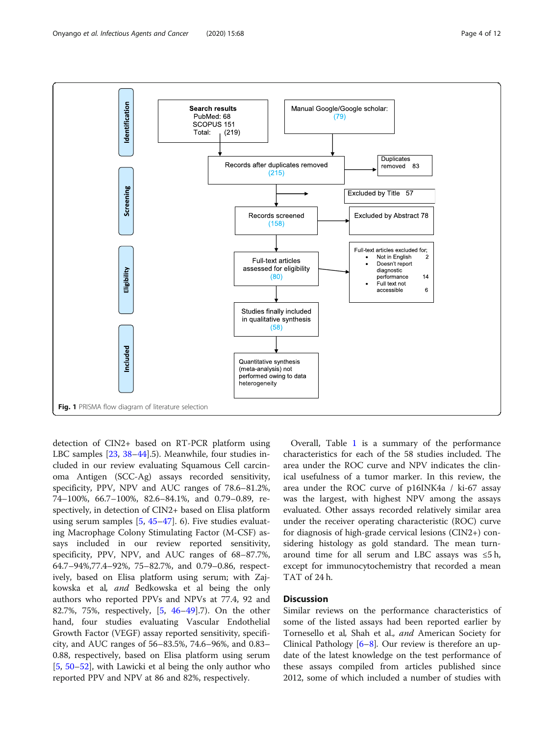Search results
PubMed: 68
SCOPUS 151
Total: (219)

Manual Google/Google scholar: (79)

Records after duplicates removed (215)

Duplicates removed 83

Excluded by Title 57

Records screened (158)

Excluded by Abstract 78

Full-text articles assessed for eligibility (80)

Full-text articles excluded for;
- Not in English 2
- Doesn't report diagnostic performance 14
- Full text not accessible 6

Studies finally included in qualitative synthesis (58)

Quantitative synthesis (meta-analysis) not performed owing to data heterogeneity

Identification | Screening | Eligibility | Included

**Fig. 1** PRISMA flow diagram of literature selection

detection of CIN2+ based on RT-PCR platform using LBC samples [23, 38–44].5). Meanwhile, four studies included in our review evaluating Squamous Cell carcinoma Antigen (SCC-Ag) assays recorded sensitivity, specificity, PPV, NPV and AUC ranges of 78.6–81.2%, 74–100%, 66.7–100%, 82.6–84.1%, and 0.79–0.89, respectively, in detection of CIN2+ based on Elisa platform using serum samples [5, 45–47]. 6). Five studies evaluating Macrophage Colony Stimulating Factor (M-CSF) assays included in our review reported sensitivity, specificity, PPV, NPV, and AUC ranges of 68–87.7%, 64.7–94%,77.4–92%, 75–82.7%, and 0.79–0.86, respectively, based on Elisa platform using serum; with Zajkowska et al, *and* Bedkowska et al being the only authors who reported PPVs and NPVs at 77.4, 92 and 82.7%, 75%, respectively, [5, 46–49].7). On the other hand, four studies evaluating Vascular Endothelial Growth Factor (VEGF) assay reported sensitivity, specificity, and AUC ranges of 56–83.5%, 74.6–96%, and 0.83–0.88, respectively, based on Elisa platform using serum [5, 50–52], with Lawicki et al being the only author who reported PPV and NPV at 86 and 82%, respectively.

Overall, Table 1 is a summary of the performance characteristics for each of the 58 studies included. The area under the ROC curve and NPV indicates the clinical usefulness of a tumor marker. In this review, the area under the ROC curve of p16INK4a / ki-67 assay was the largest, with highest NPV among the assays evaluated. Other assays recorded relatively similar area under the receiver operating characteristic (ROC) curve for diagnosis of high-grade cervical lesions (CIN2+) considering histology as gold standard. The mean turnaround time for all serum and LBC assays was ≤5 h, except for immunocytochemistry that recorded a mean TAT of 24 h.

## Discussion

Similar reviews on the performance characteristics of some of the listed assays had been reported earlier by Tornesello et al, Shah et al., *and* American Society for Clinical Pathology [6–8]. Our review is therefore an update of the latest knowledge on the test performance of these assays compiled from articles published since 2012, some of which included a number of studies with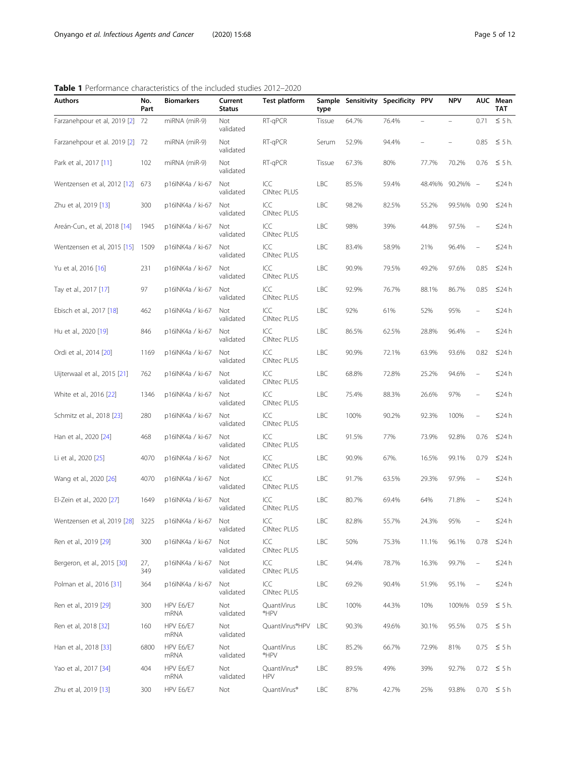**Table 1** Performance characteristics of the included studies 2012–2020

| Authors | No. Part | Biomarkers | Current Status | Test platform | Sample type | Sensitivity | Specificity | PPV | NPV | AUC | Mean TAT |
|---|---|---|---|---|---|---|---|---|---|---|---|
| Farzanehpour et al, 2019 [2] | 72 | miRNA (miR-9) | Not validated | RT-qPCR | Tissue | 64.7% | 76.4% | – | – | 0.71 | ≤ 5 h. |
| Farzanehpour et al. 2019 [2] | 72 | miRNA (miR-9) | Not validated | RT-qPCR | Serum | 52.9% | 94.4% | – | – | 0.85 | ≤ 5 h. |
| Park et al., 2017 [11] | 102 | miRNA (miR-9) | Not validated | RT-qPCR | Tissue | 67.3% | 80% | 77.7% | 70.2% | 0.76 | ≤ 5 h. |
| Wentzensen et al, 2012 [12] | 673 | p16INK4a / ki-67 | Not validated | ICC CINtec PLUS | LBC | 85.5% | 59.4% | 48.4%% | 90.2%% | – | ≤24 h |
| Zhu et al, 2019 [13] | 300 | p16INK4a / ki-67 | Not validated | ICC CINtec PLUS | LBC | 98.2% | 82.5% | 55.2% | 99.5%% | 0.90 | ≤24 h |
| Areán-Cun., et al, 2018 [14] | 1945 | p16INK4a / ki-67 | Not validated | ICC CINtec PLUS | LBC | 98% | 39% | 44.8% | 97.5% | – | ≤24 h |
| Wentzensen et al, 2015 [15] | 1509 | p16INK4a / ki-67 | Not validated | ICC CINtec PLUS | LBC | 83.4% | 58.9% | 21% | 96.4% | – | ≤24 h |
| Yu et al, 2016 [16] | 231 | p16INK4a / ki-67 | Not validated | ICC CINtec PLUS | LBC | 90.9% | 79.5% | 49.2% | 97.6% | 0.85 | ≤24 h |
| Tay et al., 2017 [17] | 97 | p16INK4a / ki-67 | Not validated | ICC CINtec PLUS | LBC | 92.9% | 76.7% | 88.1% | 86.7% | 0.85 | ≤24 h |
| Ebisch et al., 2017 [18] | 462 | p16INK4a / ki-67 | Not validated | ICC CINtec PLUS | LBC | 92% | 61% | 52% | 95% | – | ≤24 h |
| Hu et al., 2020 [19] | 846 | p16INK4a / ki-67 | Not validated | ICC CINtec PLUS | LBC | 86.5% | 62.5% | 28.8% | 96.4% | – | ≤24 h |
| Ordi et al., 2014 [20] | 1169 | p16INK4a / ki-67 | Not validated | ICC CINtec PLUS | LBC | 90.9% | 72.1% | 63.9% | 93.6% | 0.82 | ≤24 h |
| Uijterwaal et al., 2015 [21] | 762 | p16INK4a / ki-67 | Not validated | ICC CINtec PLUS | LBC | 68.8% | 72.8% | 25.2% | 94.6% | – | ≤24 h |
| White et al., 2016 [22] | 1346 | p16INK4a / ki-67 | Not validated | ICC CINtec PLUS | LBC | 75.4% | 88.3% | 26.6% | 97% | – | ≤24 h |
| Schmitz et al., 2018 [23] | 280 | p16INK4a / ki-67 | Not validated | ICC CINtec PLUS | LBC | 100% | 90.2% | 92.3% | 100% | – | ≤24 h |
| Han et al., 2020 [24] | 468 | p16INK4a / ki-67 | Not validated | ICC CINtec PLUS | LBC | 91.5% | 77% | 73.9% | 92.8% | 0.76 | ≤24 h |
| Li et al., 2020 [25] | 4070 | p16INK4a / ki-67 | Not validated | ICC CINtec PLUS | LBC | 90.9% | 67%. | 16.5% | 99.1% | 0.79 | ≤24 h |
| Wang et al., 2020 [26] | 4070 | p16INK4a / ki-67 | Not validated | ICC CINtec PLUS | LBC | 91.7% | 63.5% | 29.3% | 97.9% | – | ≤24 h |
| El-Zein et al., 2020 [27] | 1649 | p16INK4a / ki-67 | Not validated | ICC CINtec PLUS | LBC | 80.7% | 69.4% | 64% | 71.8% | – | ≤24 h |
| Wentzensen et al, 2019 [28] | 3225 | p16INK4a / ki-67 | Not validated | ICC CINtec PLUS | LBC | 82.8% | 55.7% | 24.3% | 95% | – | ≤24 h |
| Ren et al., 2019 [29] | 300 | p16INK4a / ki-67 | Not validated | ICC CINtec PLUS | LBC | 50% | 75.3% | 11.1% | 96.1% | 0.78 | ≤24 h |
| Bergeron, et al., 2015 [30] | 27, 349 | p16INK4a / ki-67 | Not validated | ICC CINtec PLUS | LBC | 94.4% | 78.7% | 16.3% | 99.7% | – | ≤24 h |
| Polman et al., 2016 [31] | 364 | p16INK4a / ki-67 | Not validated | ICC CINtec PLUS | LBC | 69.2% | 90.4% | 51.9% | 95.1% | – | ≤24 h |
| Ren et al., 2019 [29] | 300 | HPV E6/E7 mRNA | Not validated | QuantiVirus ®HPV | LBC | 100% | 44.3% | 10% | 100%% | 0.59 | ≤ 5 h. |
| Ren et al, 2018 [32] | 160 | HPV E6/E7 mRNA | Not validated | QuantiVirus®HPV | LBC | 90.3% | 49.6% | 30.1% | 95.5% | 0.75 | ≤ 5 h |
| Han et al., 2018 [33] | 6800 | HPV E6/E7 mRNA | Not validated | QuantiVirus ®HPV | LBC | 85.2% | 66.7% | 72.9% | 81% | 0.75 | ≤ 5 h |
| Yao et al., 2017 [34] | 404 | HPV E6/E7 mRNA | Not validated | QuantiVirus® HPV | LBC | 89.5% | 49% | 39% | 92.7% | 0.72 | ≤ 5 h |
| Zhu et al, 2019 [13] | 300 | HPV E6/E7 | Not | QuantiVirus® | LBC | 87% | 42.7% | 25% | 93.8% | 0.70 | ≤ 5 h |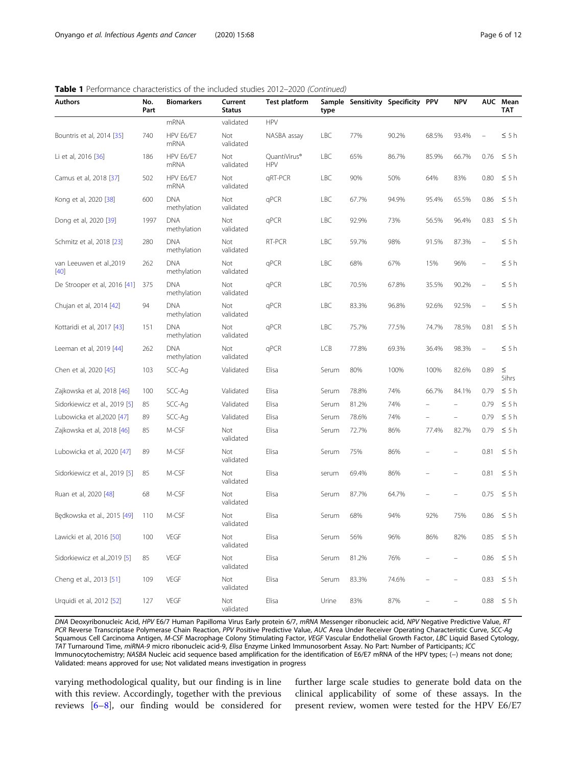**Table 1** Performance characteristics of the included studies 2012–2020 *(Continued)*

| Authors | No. Part | Biomarkers | Current Status | Test platform | Sample type | Sensitivity | Specificity | PPV | NPV | AUC | Mean TAT |
|---|---|---|---|---|---|---|---|---|---|---|---|
| | | mRNA | validated | HPV | | | | | | | |
| Bountris et al, 2014 [35] | 740 | HPV E6/E7 mRNA | Not validated | NASBA assay | LBC | 77% | 90.2% | 68.5% | 93.4% | – | ≤ 5 h |
| Li et al, 2016 [36] | 186 | HPV E6/E7 mRNA | Not validated | QuantiVirus® HPV | LBC | 65% | 86.7% | 85.9% | 66.7% | 0.76 | ≤ 5 h |
| Camus et al, 2018 [37] | 502 | HPV E6/E7 mRNA | Not validated | qRT-PCR | LBC | 90% | 50% | 64% | 83% | 0.80 | ≤ 5 h |
| Kong et al, 2020 [38] | 600 | DNA methylation | Not validated | qPCR | LBC | 67.7% | 94.9% | 95.4% | 65.5% | 0.86 | ≤ 5 h |
| Dong et al, 2020 [39] | 1997 | DNA methylation | Not validated | qPCR | LBC | 92.9% | 73% | 56.5% | 96.4% | 0.83 | ≤ 5 h |
| Schmitz et al, 2018 [23] | 280 | DNA methylation | Not validated | RT-PCR | LBC | 59.7% | 98% | 91.5% | 87.3% | – | ≤ 5 h |
| van Leeuwen et al.,2019 [40] | 262 | DNA methylation | Not validated | qPCR | LBC | 68% | 67% | 15% | 96% | – | ≤ 5 h |
| De Strooper et al, 2016 [41] | 375 | DNA methylation | Not validated | qPCR | LBC | 70.5% | 67.8% | 35.5% | 90.2% | – | ≤ 5 h |
| Chujan et al, 2014 [42] | 94 | DNA methylation | Not validated | qPCR | LBC | 83.3% | 96.8% | 92.6% | 92.5% | – | ≤ 5 h |
| Kottaridi et al, 2017 [43] | 151 | DNA methylation | Not validated | qPCR | LBC | 75.7% | 77.5% | 74.7% | 78.5% | 0.81 | ≤ 5 h |
| Leeman et al, 2019 [44] | 262 | DNA methylation | Not validated | qPCR | LCB | 77.8% | 69.3% | 36.4% | 98.3% | – | ≤ 5 h |
| Chen et al, 2020 [45] | 103 | SCC-Ag | Validated | Elisa | Serum | 80% | 100% | 100% | 82.6% | 0.89 | ≤ 5ihrs |
| Zajkowska et al, 2018 [46] | 100 | SCC-Ag | Validated | Elisa | Serum | 78.8% | 74% | 66.7% | 84.1% | 0.79 | ≤ 5 h |
| Sidorkiewicz et al., 2019 [5] | 85 | SCC-Ag | Validated | Elisa | Serum | 81.2% | 74% | – | – | 0.79 | ≤ 5 h |
| Lubowicka et al,2020 [47] | 89 | SCC-Ag | Validated | Elisa | Serum | 78.6% | 74% | – | – | 0.79 | ≤ 5 h |
| Zajkowska et al, 2018 [46] | 85 | M-CSF | Not validated | Elisa | Serum | 72.7% | 86% | 77.4% | 82.7% | 0.79 | ≤ 5 h |
| Lubowicka et al, 2020 [47] | 89 | M-CSF | Not validated | Elisa | Serum | 75% | 86% | – | – | 0.81 | ≤ 5 h |
| Sidorkiewicz et al., 2019 [5] | 85 | M-CSF | Not validated | Elisa | serum | 69.4% | 86% | – | – | 0.81 | ≤ 5 h |
| Ruan et al, 2020 [48] | 68 | M-CSF | Not validated | Elisa | Serum | 87.7% | 64.7% | – | – | 0.75 | ≤ 5 h |
| Będkowska et al., 2015 [49] | 110 | M-CSF | Not validated | Elisa | Serum | 68% | 94% | 92% | 75% | 0.86 | ≤ 5 h |
| Lawicki et al, 2016 [50] | 100 | VEGF | Not validated | Elisa | Serum | 56% | 96% | 86% | 82% | 0.85 | ≤ 5 h |
| Sidorkiewicz et al.,2019 [5] | 85 | VEGF | Not validated | Elisa | Serum | 81.2% | 76% | – | – | 0.86 | ≤ 5 h |
| Cheng et al., 2013 [51] | 109 | VEGF | Not validated | Elisa | Serum | 83.3% | 74.6% | – | – | 0.83 | ≤ 5 h |
| Urquidi et al, 2012 [52] | 127 | VEGF | Not validated | Elisa | Urine | 83% | 87% | – | – | 0.88 | ≤ 5 h |

*DNA* Deoxyribonucleic Acid, *HPV* E6/7 Human Papilloma Virus Early protein 6/7, *mRNA* Messenger ribonucleic acid, *NPV* Negative Predictive Value, *RT PCR* Reverse Transcriptase Polymerase Chain Reaction, *PPV* Positive Predictive Value, *AUC* Area Under Receiver Operating Characteristic Curve, *SCC-Ag* Squamous Cell Carcinoma Antigen, *M-CSF* Macrophage Colony Stimulating Factor, *VEGF* Vascular Endothelial Growth Factor, *LBC* Liquid Based Cytology, *TAT* Turnaround Time, *miRNA-9* micro ribonucleic acid-9, *Elisa* Enzyme Linked Immunosorbent Assay. No Part: Number of Participants; *ICC* Immunocytochemistry; *NASBA* Nucleic acid sequence based amplification for the identification of E6/E7 mRNA of the HPV types; (–) means not done; Validated: means approved for use; Not validated means investigation in progress

varying methodological quality, but our finding is in line with this review. Accordingly, together with the previous reviews [6–8], our finding would be considered for further large scale studies to generate bold data on the clinical applicability of some of these assays. In the present review, women were tested for the HPV E6/E7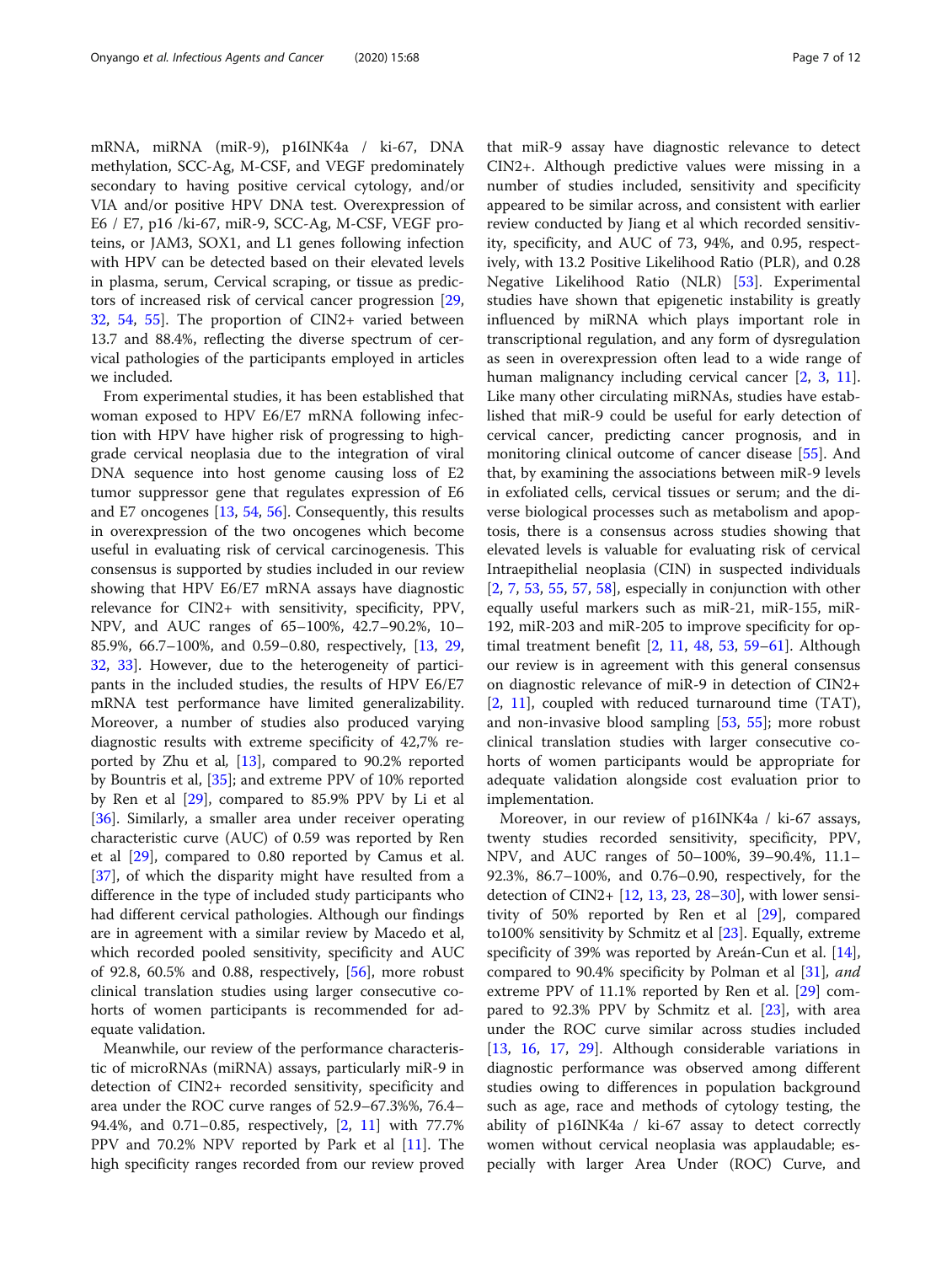mRNA, miRNA (miR-9), p16INK4a / ki-67, DNA methylation, SCC-Ag, M-CSF, and VEGF predominately secondary to having positive cervical cytology, and/or VIA and/or positive HPV DNA test. Overexpression of E6 / E7, p16 /ki-67, miR-9, SCC-Ag, M-CSF, VEGF proteins, or JAM3, SOX1, and L1 genes following infection with HPV can be detected based on their elevated levels in plasma, serum, Cervical scraping, or tissue as predictors of increased risk of cervical cancer progression [29, 32, 54, 55]. The proportion of CIN2+ varied between 13.7 and 88.4%, reflecting the diverse spectrum of cervical pathologies of the participants employed in articles we included.

From experimental studies, it has been established that woman exposed to HPV E6/E7 mRNA following infection with HPV have higher risk of progressing to high-grade cervical neoplasia due to the integration of viral DNA sequence into host genome causing loss of E2 tumor suppressor gene that regulates expression of E6 and E7 oncogenes [13, 54, 56]. Consequently, this results in overexpression of the two oncogenes which become useful in evaluating risk of cervical carcinogenesis. This consensus is supported by studies included in our review showing that HPV E6/E7 mRNA assays have diagnostic relevance for CIN2+ with sensitivity, specificity, PPV, NPV, and AUC ranges of 65–100%, 42.7–90.2%, 10–85.9%, 66.7–100%, and 0.59–0.80, respectively, [13, 29, 32, 33]. However, due to the heterogeneity of participants in the included studies, the results of HPV E6/E7 mRNA test performance have limited generalizability. Moreover, a number of studies also produced varying diagnostic results with extreme specificity of 42,7% reported by Zhu et al, [13], compared to 90.2% reported by Bountris et al, [35]; and extreme PPV of 10% reported by Ren et al [29], compared to 85.9% PPV by Li et al [36]. Similarly, a smaller area under receiver operating characteristic curve (AUC) of 0.59 was reported by Ren et al [29], compared to 0.80 reported by Camus et al. [37], of which the disparity might have resulted from a difference in the type of included study participants who had different cervical pathologies. Although our findings are in agreement with a similar review by Macedo et al, which recorded pooled sensitivity, specificity and AUC of 92.8, 60.5% and 0.88, respectively, [56], more robust clinical translation studies using larger consecutive cohorts of women participants is recommended for adequate validation.

Meanwhile, our review of the performance characteristic of microRNAs (miRNA) assays, particularly miR-9 in detection of CIN2+ recorded sensitivity, specificity and area under the ROC curve ranges of 52.9–67.3%%, 76.4–94.4%, and 0.71–0.85, respectively, [2, 11] with 77.7% PPV and 70.2% NPV reported by Park et al [11]. The high specificity ranges recorded from our review proved that miR-9 assay have diagnostic relevance to detect CIN2+. Although predictive values were missing in a number of studies included, sensitivity and specificity appeared to be similar across, and consistent with earlier review conducted by Jiang et al which recorded sensitivity, specificity, and AUC of 73, 94%, and 0.95, respectively, with 13.2 Positive Likelihood Ratio (PLR), and 0.28 Negative Likelihood Ratio (NLR) [53]. Experimental studies have shown that epigenetic instability is greatly influenced by miRNA which plays important role in transcriptional regulation, and any form of dysregulation as seen in overexpression often lead to a wide range of human malignancy including cervical cancer [2, 3, 11]. Like many other circulating miRNAs, studies have established that miR-9 could be useful for early detection of cervical cancer, predicting cancer prognosis, and in monitoring clinical outcome of cancer disease [55]. And that, by examining the associations between miR-9 levels in exfoliated cells, cervical tissues or serum; and the diverse biological processes such as metabolism and apoptosis, there is a consensus across studies showing that elevated levels is valuable for evaluating risk of cervical Intraepithelial neoplasia (CIN) in suspected individuals [2, 7, 53, 55, 57, 58], especially in conjunction with other equally useful markers such as miR-21, miR-155, miR-192, miR-203 and miR-205 to improve specificity for optimal treatment benefit [2, 11, 48, 53, 59–61]. Although our review is in agreement with this general consensus on diagnostic relevance of miR-9 in detection of CIN2+ [2, 11], coupled with reduced turnaround time (TAT), and non-invasive blood sampling [53, 55]; more robust clinical translation studies with larger consecutive cohorts of women participants would be appropriate for adequate validation alongside cost evaluation prior to implementation.

Moreover, in our review of p16INK4a / ki-67 assays, twenty studies recorded sensitivity, specificity, PPV, NPV, and AUC ranges of 50–100%, 39–90.4%, 11.1–92.3%, 86.7–100%, and 0.76–0.90, respectively, for the detection of CIN2+ [12, 13, 23, 28–30], with lower sensitivity of 50% reported by Ren et al [29], compared to100% sensitivity by Schmitz et al [23]. Equally, extreme specificity of 39% was reported by Areán-Cun et al. [14], compared to 90.4% specificity by Polman et al [31], *and* extreme PPV of 11.1% reported by Ren et al. [29] compared to 92.3% PPV by Schmitz et al. [23], with area under the ROC curve similar across studies included [13, 16, 17, 29]. Although considerable variations in diagnostic performance was observed among different studies owing to differences in population background such as age, race and methods of cytology testing, the ability of p16INK4a / ki-67 assay to detect correctly women without cervical neoplasia was applaudable; especially with larger Area Under (ROC) Curve, and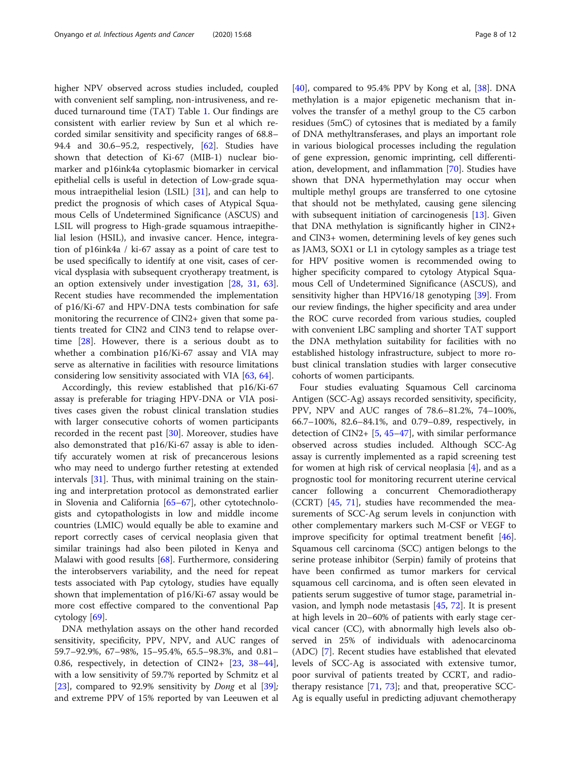higher NPV observed across studies included, coupled with convenient self sampling, non-intrusiveness, and reduced turnaround time (TAT) Table 1. Our findings are consistent with earlier review by Sun et al which recorded similar sensitivity and specificity ranges of 68.8–94.4 and 30.6–95.2, respectively, [62]. Studies have shown that detection of Ki-67 (MIB-1) nuclear biomarker and p16ink4a cytoplasmic biomarker in cervical epithelial cells is useful in detection of Low-grade squamous intraepithelial lesion (LSIL) [31], and can help to predict the prognosis of which cases of Atypical Squamous Cells of Undetermined Significance (ASCUS) and LSIL will progress to High-grade squamous intraepithelial lesion (HSIL), and invasive cancer. Hence, integration of p16ink4a / ki-67 assay as a point of care test to be used specifically to identify at one visit, cases of cervical dysplasia with subsequent cryotherapy treatment, is an option extensively under investigation [28, 31, 63]. Recent studies have recommended the implementation of p16/Ki-67 and HPV-DNA tests combination for safe monitoring the recurrence of CIN2+ given that some patients treated for CIN2 and CIN3 tend to relapse overtime [28]. However, there is a serious doubt as to whether a combination p16/Ki-67 assay and VIA may serve as alternative in facilities with resource limitations considering low sensitivity associated with VIA [63, 64].

Accordingly, this review established that p16/Ki-67 assay is preferable for triaging HPV-DNA or VIA positives cases given the robust clinical translation studies with larger consecutive cohorts of women participants recorded in the recent past [30]. Moreover, studies have also demonstrated that p16/Ki-67 assay is able to identify accurately women at risk of precancerous lesions who may need to undergo further retesting at extended intervals [31]. Thus, with minimal training on the staining and interpretation protocol as demonstrated earlier in Slovenia and California [65–67], other cytotechnologists and cytopathologists in low and middle income countries (LMIC) would equally be able to examine and report correctly cases of cervical neoplasia given that similar trainings had also been piloted in Kenya and Malawi with good results [68]. Furthermore, considering the interobservers variability, and the need for repeat tests associated with Pap cytology, studies have equally shown that implementation of p16/Ki-67 assay would be more cost effective compared to the conventional Pap cytology [69].

DNA methylation assays on the other hand recorded sensitivity, specificity, PPV, NPV, and AUC ranges of 59.7–92.9%, 67–98%, 15–95.4%, 65.5–98.3%, and 0.81–0.86, respectively, in detection of CIN2+ [23, 38–44], with a low sensitivity of 59.7% reported by Schmitz et al [23], compared to 92.9% sensitivity by *Dong* et al [39]; and extreme PPV of 15% reported by van Leeuwen et al [40], compared to 95.4% PPV by Kong et al, [38]. DNA methylation is a major epigenetic mechanism that involves the transfer of a methyl group to the C5 carbon residues (5mC) of cytosines that is mediated by a family of DNA methyltransferases, and plays an important role in various biological processes including the regulation of gene expression, genomic imprinting, cell differentiation, development, and inflammation [70]. Studies have shown that DNA hypermethylation may occur when multiple methyl groups are transferred to one cytosine that should not be methylated, causing gene silencing with subsequent initiation of carcinogenesis [13]. Given that DNA methylation is significantly higher in CIN2+ and CIN3+ women, determining levels of key genes such as JAM3, SOX1 or L1 in cytology samples as a triage test for HPV positive women is recommended owing to higher specificity compared to cytology Atypical Squamous Cell of Undetermined Significance (ASCUS), and sensitivity higher than HPV16/18 genotyping [39]. From our review findings, the higher specificity and area under the ROC curve recorded from various studies, coupled with convenient LBC sampling and shorter TAT support the DNA methylation suitability for facilities with no established histology infrastructure, subject to more robust clinical translation studies with larger consecutive cohorts of women participants.

Four studies evaluating Squamous Cell carcinoma Antigen (SCC-Ag) assays recorded sensitivity, specificity, PPV, NPV and AUC ranges of 78.6–81.2%, 74–100%, 66.7–100%, 82.6–84.1%, and 0.79–0.89, respectively, in detection of CIN2+ [5, 45–47], with similar performance observed across studies included. Although SCC-Ag assay is currently implemented as a rapid screening test for women at high risk of cervical neoplasia [4], and as a prognostic tool for monitoring recurrent uterine cervical cancer following a concurrent Chemoradiotherapy (CCRT) [45, 71], studies have recommended the measurements of SCC-Ag serum levels in conjunction with other complementary markers such M-CSF or VEGF to improve specificity for optimal treatment benefit [46]. Squamous cell carcinoma (SCC) antigen belongs to the serine protease inhibitor (Serpin) family of proteins that have been confirmed as tumor markers for cervical squamous cell carcinoma, and is often seen elevated in patients serum suggestive of tumor stage, parametrial invasion, and lymph node metastasis [45, 72]. It is present at high levels in 20–60% of patients with early stage cervical cancer (CC), with abnormally high levels also observed in 25% of individuals with adenocarcinoma (ADC) [7]. Recent studies have established that elevated levels of SCC-Ag is associated with extensive tumor, poor survival of patients treated by CCRT, and radiotherapy resistance [71, 73]; and that, preoperative SCC-Ag is equally useful in predicting adjuvant chemotherapy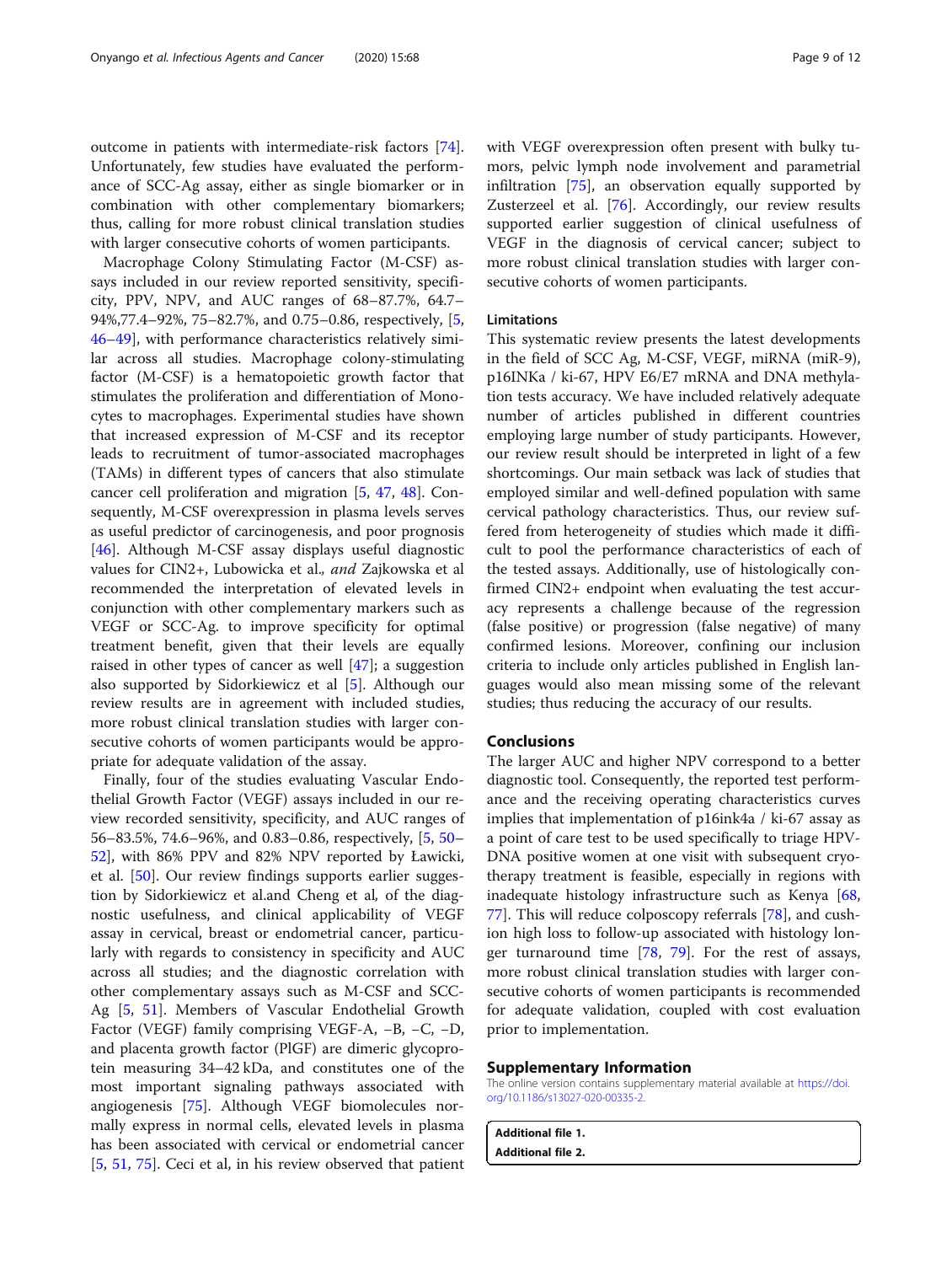outcome in patients with intermediate-risk factors [74]. Unfortunately, few studies have evaluated the performance of SCC-Ag assay, either as single biomarker or in combination with other complementary biomarkers; thus, calling for more robust clinical translation studies with larger consecutive cohorts of women participants.

Macrophage Colony Stimulating Factor (M-CSF) assays included in our review reported sensitivity, specificity, PPV, NPV, and AUC ranges of 68–87.7%, 64.7–94%,77.4–92%, 75–82.7%, and 0.75–0.86, respectively, [5, 46–49], with performance characteristics relatively similar across all studies. Macrophage colony-stimulating factor (M-CSF) is a hematopoietic growth factor that stimulates the proliferation and differentiation of Monocytes to macrophages. Experimental studies have shown that increased expression of M-CSF and its receptor leads to recruitment of tumor-associated macrophages (TAMs) in different types of cancers that also stimulate cancer cell proliferation and migration [5, 47, 48]. Consequently, M-CSF overexpression in plasma levels serves as useful predictor of carcinogenesis, and poor prognosis [46]. Although M-CSF assay displays useful diagnostic values for CIN2+, Lubowicka et al., *and* Zajkowska et al recommended the interpretation of elevated levels in conjunction with other complementary markers such as VEGF or SCC-Ag. to improve specificity for optimal treatment benefit, given that their levels are equally raised in other types of cancer as well [47]; a suggestion also supported by Sidorkiewicz et al [5]. Although our review results are in agreement with included studies, more robust clinical translation studies with larger consecutive cohorts of women participants would be appropriate for adequate validation of the assay.

Finally, four of the studies evaluating Vascular Endothelial Growth Factor (VEGF) assays included in our review recorded sensitivity, specificity, and AUC ranges of 56–83.5%, 74.6–96%, and 0.83–0.86, respectively, [5, 50–52], with 86% PPV and 82% NPV reported by Ławicki, et al. [50]. Our review findings supports earlier suggestion by Sidorkiewicz et al.and Cheng et al, of the diagnostic usefulness, and clinical applicability of VEGF assay in cervical, breast or endometrial cancer, particularly with regards to consistency in specificity and AUC across all studies; and the diagnostic correlation with other complementary assays such as M-CSF and SCC-Ag [5, 51]. Members of Vascular Endothelial Growth Factor (VEGF) family comprising VEGF-A, –B, –C, –D, and placenta growth factor (PlGF) are dimeric glycoprotein measuring 34–42 kDa, and constitutes one of the most important signaling pathways associated with angiogenesis [75]. Although VEGF biomolecules normally express in normal cells, elevated levels in plasma has been associated with cervical or endometrial cancer [5, 51, 75]. Ceci et al, in his review observed that patient with VEGF overexpression often present with bulky tumors, pelvic lymph node involvement and parametrial infiltration [75], an observation equally supported by Zusterzeel et al. [76]. Accordingly, our review results supported earlier suggestion of clinical usefulness of VEGF in the diagnosis of cervical cancer; subject to more robust clinical translation studies with larger consecutive cohorts of women participants.

### Limitations

This systematic review presents the latest developments in the field of SCC Ag, M-CSF, VEGF, miRNA (miR-9), p16INKa / ki-67, HPV E6/E7 mRNA and DNA methylation tests accuracy. We have included relatively adequate number of articles published in different countries employing large number of study participants. However, our review result should be interpreted in light of a few shortcomings. Our main setback was lack of studies that employed similar and well-defined population with same cervical pathology characteristics. Thus, our review suffered from heterogeneity of studies which made it difficult to pool the performance characteristics of each of the tested assays. Additionally, use of histologically confirmed CIN2+ endpoint when evaluating the test accuracy represents a challenge because of the regression (false positive) or progression (false negative) of many confirmed lesions. Moreover, confining our inclusion criteria to include only articles published in English languages would also mean missing some of the relevant studies; thus reducing the accuracy of our results.

## Conclusions

The larger AUC and higher NPV correspond to a better diagnostic tool. Consequently, the reported test performance and the receiving operating characteristics curves implies that implementation of p16ink4a / ki-67 assay as a point of care test to be used specifically to triage HPV-DNA positive women at one visit with subsequent cryotherapy treatment is feasible, especially in regions with inadequate histology infrastructure such as Kenya [68, 77]. This will reduce colposcopy referrals [78], and cushion high loss to follow-up associated with histology longer turnaround time [78, 79]. For the rest of assays, more robust clinical translation studies with larger consecutive cohorts of women participants is recommended for adequate validation, coupled with cost evaluation prior to implementation.

## Supplementary Information

The online version contains supplementary material available at https://doi.org/10.1186/s13027-020-00335-2.

**Additional file 1.**
**Additional file 2.**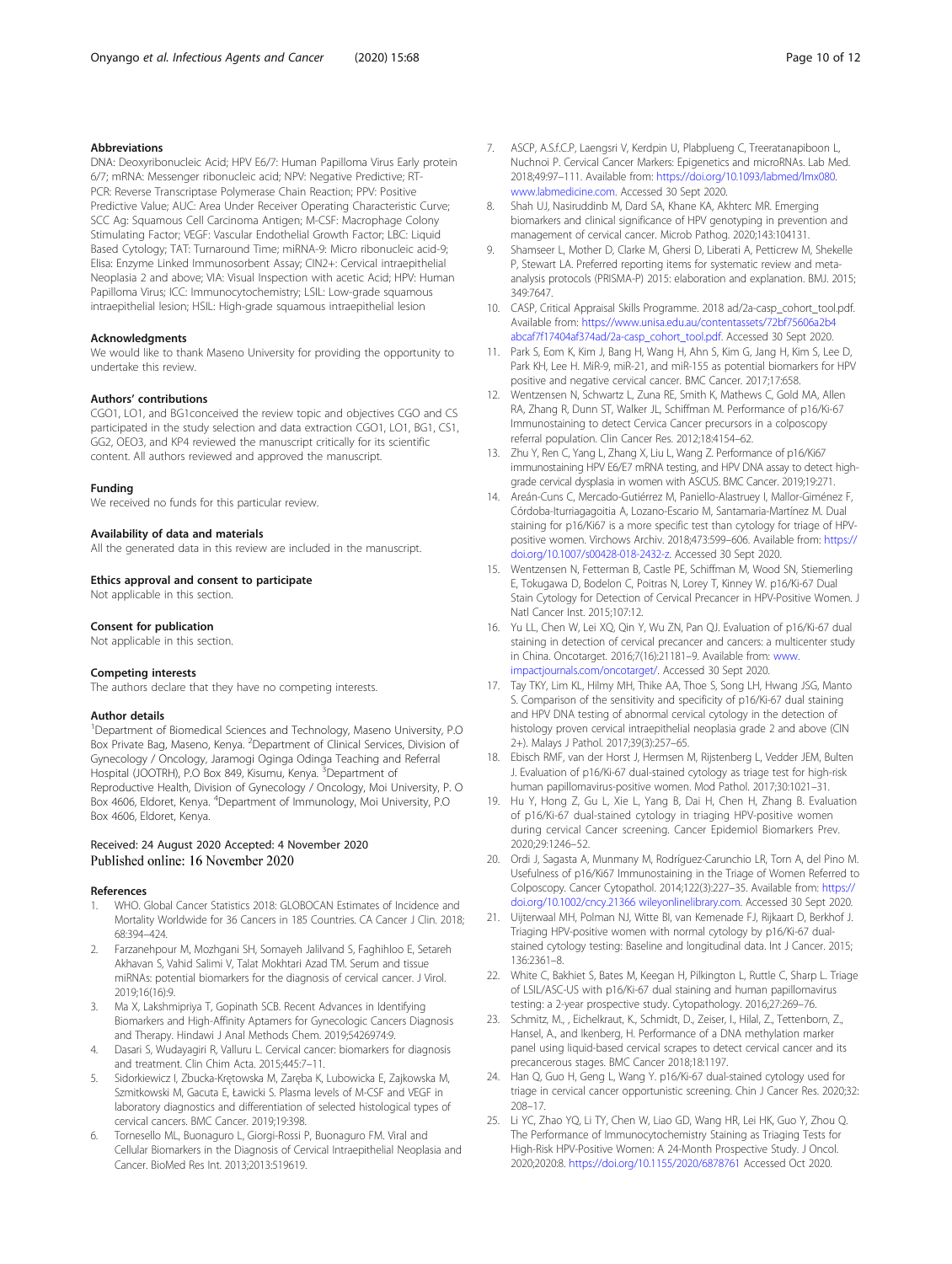## Abbreviations

DNA: Deoxyribonucleic Acid; HPV E6/7: Human Papilloma Virus Early protein 6/7; mRNA: Messenger ribonucleic acid; NPV: Negative Predictive; RT-PCR: Reverse Transcriptase Polymerase Chain Reaction; PPV: Positive Predictive Value; AUC: Area Under Receiver Operating Characteristic Curve; SCC Ag: Squamous Cell Carcinoma Antigen; M-CSF: Macrophage Colony Stimulating Factor; VEGF: Vascular Endothelial Growth Factor; LBC: Liquid Based Cytology; TAT: Turnaround Time; miRNA-9: Micro ribonucleic acid-9; Elisa: Enzyme Linked Immunosorbent Assay; CIN2+: Cervical intraepithelial Neoplasia 2 and above; VIA: Visual Inspection with acetic Acid; HPV: Human Papilloma Virus; ICC: Immunocytochemistry; LSIL: Low-grade squamous intraepithelial lesion; HSIL: High-grade squamous intraepithelial lesion

## Acknowledgments

We would like to thank Maseno University for providing the opportunity to undertake this review.

## Authors' contributions

CGO1, LO1, and BG1conceived the review topic and objectives CGO and CS participated in the study selection and data extraction CGO1, LO1, BG1, CS1, GG2, OEO3, and KP4 reviewed the manuscript critically for its scientific content. All authors reviewed and approved the manuscript.

## Funding

We received no funds for this particular review.

## Availability of data and materials

All the generated data in this review are included in the manuscript.

## Ethics approval and consent to participate

Not applicable in this section.

## Consent for publication

Not applicable in this section.

## Competing interests

The authors declare that they have no competing interests.

## Author details

[1]Department of Biomedical Sciences and Technology, Maseno University, P.O Box Private Bag, Maseno, Kenya. [2]Department of Clinical Services, Division of Gynecology / Oncology, Jaramogi Oginga Odinga Teaching and Referral Hospital (JOOTRH), P.O Box 849, Kisumu, Kenya. [3]Department of Reproductive Health, Division of Gynecology / Oncology, Moi University, P. O Box 4606, Eldoret, Kenya. [4]Department of Immunology, Moi University, P.O Box 4606, Eldoret, Kenya.

Received: 24 August 2020 Accepted: 4 November 2020
Published online: 16 November 2020

## References

1. WHO. Global Cancer Statistics 2018: GLOBOCAN Estimates of Incidence and Mortality Worldwide for 36 Cancers in 185 Countries. CA Cancer J Clin. 2018; 68:394–424.
2. Farzanehpour M, Mozhgani SH, Somayeh Jalilvand S, Faghihloo E, Setareh Akhavan S, Vahid Salimi V, Talat Mokhtari Azad TM. Serum and tissue miRNAs: potential biomarkers for the diagnosis of cervical cancer. J Virol. 2019;16(16):9.
3. Ma X, Lakshmipriya T, Gopinath SCB. Recent Advances in Identifying Biomarkers and High-Affinity Aptamers for Gynecologic Cancers Diagnosis and Therapy. Hindawi J Anal Methods Chem. 2019;5426974:9.
4. Dasari S, Wudayagiri R, Valluru L. Cervical cancer: biomarkers for diagnosis and treatment. Clin Chim Acta. 2015;445:7–11.
5. Sidorkiewicz I, Zbucka-Krętowska M, Zaręba K, Lubowicka E, Zajkowska M, Szmitkowski M, Gacuta E, Ławicki S. Plasma levels of M-CSF and VEGF in laboratory diagnostics and differentiation of selected histological types of cervical cancers. BMC Cancer. 2019;19:398.
6. Tornesello ML, Buonaguro L, Giorgi-Rossi P, Buonaguro FM. Viral and Cellular Biomarkers in the Diagnosis of Cervical Intraepithelial Neoplasia and Cancer. BioMed Res Int. 2013;2013:519619.
7. ASCP, A.S.f.C.P, Laengsri V, Kerdpin U, Plabplueng C, Treeratanapiboon L, Nuchnoi P. Cervical Cancer Markers: Epigenetics and microRNAs. Lab Med. 2018;49:97–111. Available from: https://doi.org/10.1093/labmed/lmx080. www.labmedicine.com. Accessed 30 Sept 2020.
8. Shah UJ, Nasiruddinb M, Dard SA, Khane KA, Akhterc MR. Emerging biomarkers and clinical significance of HPV genotyping in prevention and management of cervical cancer. Microb Pathog. 2020;143:104131.
9. Shamseer L, Mother D, Clarke M, Ghersi D, Liberati A, Petticrew M, Shekelle P, Stewart LA. Preferred reporting items for systematic review and meta-analysis protocols (PRISMA-P) 2015: elaboration and explanation. BMJ. 2015; 349:7647.
10. CASP, Critical Appraisal Skills Programme. 2018 ad/2a-casp_cohort_tool.pdf. Available from: https://www.unisa.edu.au/contentassets/72bf75606a2b4abcaf7f17404af374ad/2a-casp_cohort_tool.pdf. Accessed 30 Sept 2020.
11. Park S, Eom K, Kim J, Bang H, Wang H, Ahn S, Kim G, Jang H, Kim S, Lee D, Park KH, Lee H. MiR-9, miR-21, and miR-155 as potential biomarkers for HPV positive and negative cervical cancer. BMC Cancer. 2017;17:658.
12. Wentzensen N, Schwartz L, Zuna RE, Smith K, Mathews C, Gold MA, Allen RA, Zhang R, Dunn ST, Walker JL, Schiffman M. Performance of p16/Ki-67 Immunostaining to detect Cervica Cancer precursors in a colposcopy referral population. Clin Cancer Res. 2012;18:4154–62.
13. Zhu Y, Ren C, Yang L, Zhang X, Liu L, Wang Z. Performance of p16/Ki67 immunostaining HPV E6/E7 mRNA testing, and HPV DNA assay to detect high-grade cervical dysplasia in women with ASCUS. BMC Cancer. 2019;19:271.
14. Areán-Cuns C, Mercado-Gutiérrez M, Paniello-Alastruey I, Mallor-Giménez F, Córdoba-Iturriagagoitia A, Lozano-Escario M, Santamaria-Martínez M. Dual staining for p16/Ki67 is a more specific test than cytology for triage of HPV-positive women. Virchows Archiv. 2018;473:599–606. Available from: https://doi.org/10.1007/s00428-018-2432-z. Accessed 30 Sept 2020.
15. Wentzensen N, Fetterman B, Castle PE, Schiffman M, Wood SN, Stiemerling E, Tokugawa D, Bodelon C, Poitras N, Lorey T, Kinney W. p16/Ki-67 Dual Stain Cytology for Detection of Cervical Precancer in HPV-Positive Women. J Natl Cancer Inst. 2015;107:12.
16. Yu LL, Chen W, Lei XQ, Qin Y, Wu ZN, Pan QJ. Evaluation of p16/Ki-67 dual staining in detection of cervical precancer and cancers: a multicenter study in China. Oncotarget. 2016;7(16):21181–9. Available from: www.impactjournals.com/oncotarget/. Accessed 30 Sept 2020.
17. Tay TKY, Lim KL, Hilmy MH, Thike AA, Thoe S, Song LH, Hwang JSG, Manto S. Comparison of the sensitivity and specificity of p16/Ki-67 dual staining and HPV DNA testing of abnormal cervical cytology in the detection of histology proven cervical intraepithelial neoplasia grade 2 and above (CIN 2+). Malays J Pathol. 2017;39(3):257–65.
18. Ebisch RMF, van der Horst J, Hermsen M, Rijstenberg L, Vedder JEM, Bulten J. Evaluation of p16/Ki-67 dual-stained cytology as triage test for high-risk human papillomavirus-positive women. Mod Pathol. 2017;30:1021–31.
19. Hu Y, Hong Z, Gu L, Xie L, Yang B, Dai H, Chen H, Zhang B. Evaluation of p16/Ki-67 dual-stained cytology in triaging HPV-positive women during cervical Cancer screening. Cancer Epidemiol Biomarkers Prev. 2020;29:1246–52.
20. Ordi J, Sagasta A, Munmany M, Rodríguez-Carunchio LR, Torn A, del Pino M. Usefulness of p16/Ki67 Immunostaining in the Triage of Women Referred to Colposcopy. Cancer Cytopathol. 2014;122(3):227–35. Available from: https://doi.org/10.1002/cncy.21366 wileyonlinelibrary.com. Accessed 30 Sept 2020.
21. Uijterwaal MH, Polman NJ, Witte BI, van Kemenade FJ, Rijkaart D, Berkhof J. Triaging HPV-positive women with normal cytology by p16/Ki-67 dual-stained cytology testing: Baseline and longitudinal data. Int J Cancer. 2015; 136:2361–8.
22. White C, Bakhiet S, Bates M, Keegan H, Pilkington L, Ruttle C, Sharp L. Triage of LSIL/ASC-US with p16/Ki-67 dual staining and human papillomavirus testing: a 2-year prospective study. Cytopathology. 2016;27:269–76.
23. Schmitz, M., , Eichelkraut, K., Schmidt, D., Zeiser, I., Hilal, Z., Tettenborn, Z., Hansel, A., and Ikenberg, H. Performance of a DNA methylation marker panel using liquid-based cervical scrapes to detect cervical cancer and its precancerous stages. BMC Cancer 2018;18:1197.
24. Han Q, Guo H, Geng L, Wang Y. p16/Ki-67 dual-stained cytology used for triage in cervical cancer opportunistic screening. Chin J Cancer Res. 2020;32: 208–17.
25. Li YC, Zhao YQ, Li TY, Chen W, Liao GD, Wang HR, Lei HK, Guo Y, Zhou Q. The Performance of Immunocytochemistry Staining as Triaging Tests for High-Risk HPV-Positive Women: A 24-Month Prospective Study. J Oncol. 2020;2020:8. https://doi.org/10.1155/2020/6878761 Accessed Oct 2020.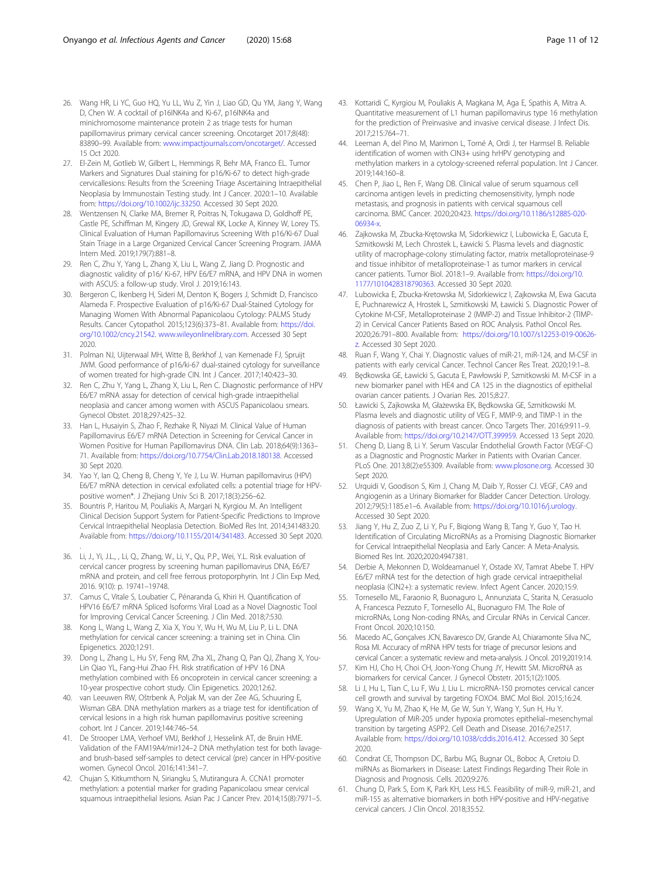26. Wang HR, Li YC, Guo HQ, Yu LL, Wu Z, Yin J, Liao GD, Qu YM, Jiang Y, Wang D, Chen W. A cocktail of p16INK4a and Ki-67, p16INK4a and minichromosome maintenance protein 2 as triage tests for human papillomavirus primary cervical cancer screening. Oncotarget 2017;8(48): 83890–99. Available from: www.impactjournals.com/oncotarget/. Accessed 15 Oct 2020.
27. El-Zein M, Gotlieb W, Gilbert L, Hemmings R, Behr MA, Franco EL. Tumor Markers and Signatures Dual staining for p16/Ki-67 to detect high-grade cervicallesions: Results from the Screening Triage Ascertaining Intraepithelial Neoplasia by Immunostain Testing study. Int J Cancer. 2020:1–10. Available from: https://doi.org/10.1002/ijc.33250. Accessed 30 Sept 2020.
28. Wentzensen N, Clarke MA, Bremer R, Poitras N, Tokugawa D, Goldhoff PE, Castle PE, Schiffman M, Kingery JD, Grewal KK, Locke A, Kinney W, Lorey TS. Clinical Evaluation of Human Papillomavirus Screening With p16/Ki-67 Dual Stain Triage in a Large Organized Cervical Cancer Screening Program. JAMA Intern Med. 2019;179(7):881–8.
29. Ren C, Zhu Y, Yang L, Zhang X, Liu L, Wang Z, Jiang D. Prognostic and diagnostic validity of p16/ Ki-67, HPV E6/E7 mRNA, and HPV DNA in women with ASCUS: a follow-up study. Virol J. 2019;16:143.
30. Bergeron C, Ikenberg H, Sideri M, Denton K, Bogers J, Schmidt D, Francisco Alameda F. Prospective Evaluation of p16/Ki-67 Dual-Stained Cytology for Managing Women With Abnormal Papanicolaou Cytology: PALMS Study Results. Cancer Cytopathol. 2015;123(6):373–81. Available from: https://doi.org/10.1002/cncy.21542. www.wileyonlinelibrary.com. Accessed 30 Sept 2020.
31. Polman NJ, Uijterwaal MH, Witte B, Berkhof J, van Kemenade FJ, Spruijt JWM. Good performance of p16/ki-67 dual-stained cytology for surveillance of women treated for high-grade CIN. Int J Cancer. 2017;140:423–30.
32. Ren C, Zhu Y, Yang L, Zhang X, Liu L, Ren C. Diagnostic performance of HPV E6/E7 mRNA assay for detection of cervical high-grade intraepithelial neoplasia and cancer among women with ASCUS Papanicolaou smears. Gynecol Obstet. 2018;297:425–32.
33. Han L, Husaiyin S, Zhao F, Rezhake R, Niyazi M. Clinical Value of Human Papillomavirus E6/E7 mRNA Detection in Screening for Cervical Cancer in Women Positive for Human Papillomavirus DNA. Clin Lab. 2018;64(9):1363–71. Available from: https://doi.org/10.7754/Clin.Lab.2018.180138. Accessed 30 Sept 2020.
34. Yao Y, Ian Q, Cheng B, Cheng Y, Ye J, Lu W. Human papillomavirus (HPV) E6/E7 mRNA detection in cervical exfoliated cells: a potential triage for HPV-positive women*. J Zhejiang Univ Sci B. 2017;18(3):256–62.
35. Bountris P, Haritou M, Pouliakis A, Margari N, Kyrgiou M. An Intelligent Clinical Decision Support System for Patient-Specific Predictions to Improve Cervical Intraepithelial Neoplasia Detection. BioMed Res Int. 2014;341483:20. Available from: https://doi.org/10.1155/2014/341483. Accessed 30 Sept 2020.
36. Li, J., Yi, J.L., , Li, Q., Zhang, W., Li, Y., Qu, P.P., Wei, Y.L. Risk evaluation of cervical cancer progress by screening human papillomavirus DNA, E6/E7 mRNA and protein, and cell free ferrous protoporphyrin. Int J Clin Exp Med, 2016. 9(10): p. 19741–19748.
37. Camus C, Vitale S, Loubatier C, Pénaranda G, Khiri H. Quantification of HPV16 E6/E7 mRNA Spliced Isoforms Viral Load as a Novel Diagnostic Tool for Improving Cervical Cancer Screening. J Clin Med. 2018;7:530.
38. Kong L, Wang L, Wang Z, Xia X, You Y, Wu H, Wu M, Liu P, Li L. DNA methylation for cervical cancer screening: a training set in China. Clin Epigenetics. 2020;12:91.
39. Dong L, Zhang L, Hu SY, Feng RM, Zha XL, Zhang Q, Pan QJ, Zhang X, You-Lin Qiao YL, Fang-Hui Zhao FH. Risk stratification of HPV 16 DNA methylation combined with E6 oncoprotein in cervical cancer screening: a 10-year prospective cohort study. Clin Epigenetics. 2020;12:62.
40. van Leeuwen RW, Oštrbenk A, Poljak M, van der Zee AG, Schuuring E, Wisman GBA. DNA methylation markers as a triage test for identification of cervical lesions in a high risk human papillomavirus positive screening cohort. Int J Cancer. 2019;144:746–54.
41. De Strooper LMA, Verhoef VMJ, Berkhof J, Hesselink AT, de Bruin HME. Validation of the FAM19A4/mir124–2 DNA methylation test for both lavage- and brush-based self-samples to detect cervical (pre) cancer in HPV-positive women. Gynecol Oncol. 2016;141:341–7.
42. Chujan S, Kitkumthorn N, Siriangku S, Mutirangura A. CCNA1 promoter methylation: a potential marker for grading Papanicolaou smear cervical squamous intraepithelial lesions. Asian Pac J Cancer Prev. 2014;15(8):7971–5.
43. Kottaridi C, Kyrgiou M, Pouliakis A, Magkana M, Aga E, Spathis A, Mitra A. Quantitative measurement of L1 human papillomavirus type 16 methylation for the prediction of Preinvasive and invasive cervical disease. J Infect Dis. 2017;215:764–71.
44. Leeman A, del Pino M, Marimon L, Torné A, Ordi J, ter Harmsel B. Reliable identification of women with CIN3+ using hrHPV genotyping and methylation markers in a cytology-screened referral population. Int J Cancer. 2019;144:160–8.
45. Chen P, Jiao L, Ren F, Wang DB. Clinical value of serum squamous cell carcinoma antigen levels in predicting chemosensitivity, lymph node metastasis, and prognosis in patients with cervical squamous cell carcinoma. BMC Cancer. 2020;20:423. https://doi.org/10.1186/s12885-020-06934-x.
46. Zajkowska M, Zbucka-Krętowska M, Sidorkiewicz I, Lubowicka E, Gacuta E, Szmitkowski M, Lech Chrostek L, Ławicki S. Plasma levels and diagnostic utility of macrophage-colony stimulating factor, matrix metalloproteinase-9 and tissue inhibitor of metalloproteinase-1 as tumor markers in cervical cancer patients. Tumor Biol. 2018:1–9. Available from: https://doi.org/10.1177/1010428318790363. Accessed 30 Sept 2020.
47. Lubowicka E, Zbucka-Kretowska M, Sidorkiewicz I, Zajkowska M, Ewa Gacuta E, Puchnarewicz A, Hrostek L, Szmitkowski M, Ławicki S. Diagnostic Power of Cytokine M-CSF, Metalloproteinase 2 (MMP-2) and Tissue Inhibitor-2 (TIMP-2) in Cervical Cancer Patients Based on ROC Analysis. Pathol Oncol Res. 2020;26:791–800. Available from: https://doi.org/10.1007/s12253-019-00626-z. Accessed 30 Sept 2020.
48. Ruan F, Wang Y, Chai Y. Diagnostic values of miR-21, miR-124, and M-CSF in patients with early cervical Cancer. Technol Cancer Res Treat. 2020;19:1–8.
49. Będkowska GE, Ławicki S, Gacuta E, Pawłowski P, Szmitkowski M. M-CSF in a new biomarker panel with HE4 and CA 125 in the diagnostics of epithelial ovarian cancer patients. J Ovarian Res. 2015;8:27.
50. Ławicki S, Zajkowska M, Głażewska EK, Będkowska GE, Szmitkowski M. Plasma levels and diagnostic utility of VEG F, MMP-9, and TIMP-1 in the diagnosis of patients with breast cancer. Onco Targets Ther. 2016;9:911–9. Available from: https://doi.org/10.2147/OTT.399959. Accessed 13 Sept 2020.
51. Cheng D, Liang B, Li Y. Serum Vascular Endothelial Growth Factor (VEGF-C) as a Diagnostic and Prognostic Marker in Patients with Ovarian Cancer. PLoS One. 2013;8(2):e55309. Available from: www.plosone.org. Accessed 30 Sept 2020.
52. Urquidi V, Goodison S, Kim J, Chang M, Daib Y, Rosser CJ. VEGF, CA9 and Angiogenin as a Urinary Biomarker for Bladder Cancer Detection. Urology. 2012;79(5):1185.e1–6. Available from: https://doi.org/10.1016/j.urology. Accessed 30 Sept 2020.
53. Jiang Y, Hu Z, Zuo Z, Li Y, Pu F, Biqiong Wang B, Tang Y, Guo Y, Tao H. Identification of Circulating MicroRNAs as a Promising Diagnostic Biomarker for Cervical Intraepithelial Neoplasia and Early Cancer: A Meta-Analysis. Biomed Res Int. 2020;2020:4947381.
54. Derbie A, Mekonnen D, Woldeamanuel Y, Ostade XV, Tamrat Abebe T. HPV E6/E7 mRNA test for the detection of high grade cervical intraepithelial neoplasia (CIN2+): a systematic review. Infect Agent Cancer. 2020;15:9.
55. Tornesello ML, Faraonio R, Buonaguro L, Annunziata C, Starita N, Cerasuolo A, Francesca Pezzuto F, Tornesello AL, Buonaguro FM. The Role of microRNAs, Long Non-coding RNAs, and Circular RNAs in Cervical Cancer. Front Oncol. 2020;10:150.
56. Macedo AC, Gonçalves JCN, Bavaresco DV, Grande AJ, Chiaramonte Silva NC, Rosa MI. Accuracy of mRNA HPV tests for triage of precursor lesions and cervical Cancer: a systematic review and meta-analysis. J Oncol. 2019;2019:14.
57. Kim HJ, Cho H, Choi CH, Joon-Yong Chung JY, Hewitt SM. MicroRNA as biomarkers for cervical Cancer. J Gynecol Obstetr. 2015;1(2):1005.
58. Li J, Hu L, Tian C, Lu F, Wu J, Liu L. microRNA-150 promotes cervical cancer cell growth and survival by targeting FOXO4. BMC Mol Biol. 2015;16:24.
59. Wang X, Yu M, Zhao K, He M, Ge W, Sun Y, Wang Y, Sun H, Hu Y. Upregulation of MiR-205 under hypoxia promotes epithelial–mesenchymal transition by targeting ASPP2. Cell Death and Disease. 2016;7:e2517. Available from: https://doi.org/10.1038/cddis.2016.412. Accessed 30 Sept 2020.
60. Condrat CE, Thompson DC, Barbu MG, Bugnar OL, Boboc A, Cretoiu D. miRNAs as Biomarkers in Disease: Latest Findings Regarding Their Role in Diagnosis and Prognosis. Cells. 2020;9:276.
61. Chung D, Park S, Eom K, Park KH, Less HLS. Feasibility of miR-9, miR-21, and miR-155 as alternative biomarkers in both HPV-positive and HPV-negative cervical cancers. J Clin Oncol. 2018;35:52.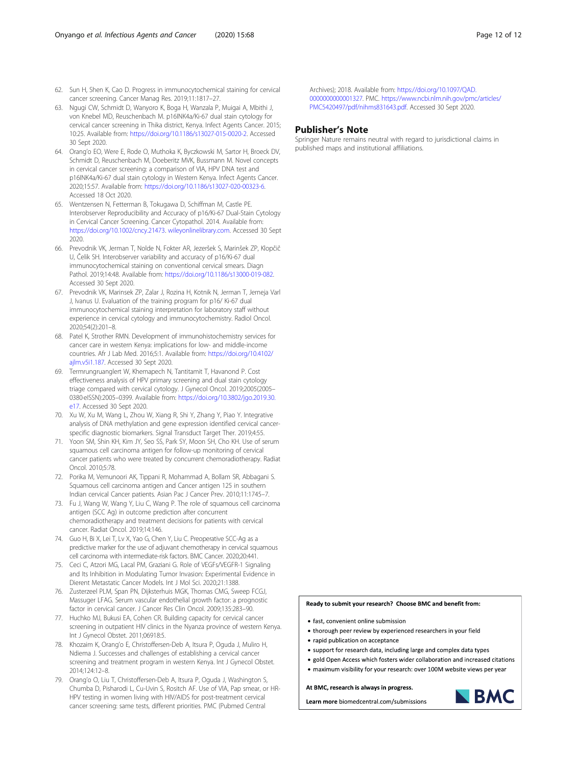62. Sun H, Shen K, Cao D. Progress in immunocytochemical staining for cervical cancer screening. Cancer Manag Res. 2019;11:1817–27.
63. Ngugi CW, Schmidt D, Wanyoro K, Boga H, Wanzala P, Muigai A, Mbithi J, von Knebel MD, Reuschenbach M. p16INK4a/Ki-67 dual stain cytology for cervical cancer screening in Thika district, Kenya. Infect Agents Cancer. 2015; 10:25. Available from: https://doi.org/10.1186/s13027-015-0020-2. Accessed 30 Sept 2020.
64. Orang'o EO, Were E, Rode O, Muthoka K, Byczkowski M, Sartor H, Broeck DV, Schmidt D, Reuschenbach M, Doeberitz MVK, Bussmann M. Novel concepts in cervical cancer screening: a comparison of VIA, HPV DNA test and p16INK4a/Ki-67 dual stain cytology in Western Kenya. Infect Agents Cancer. 2020;15:57. Available from: https://doi.org/10.1186/s13027-020-00323-6. Accessed 18 Oct 2020.
65. Wentzensen N, Fetterman B, Tokugawa D, Schiffman M, Castle PE. Interobserver Reproducibility and Accuracy of p16/Ki-67 Dual-Stain Cytology in Cervical Cancer Screening. Cancer Cytopathol. 2014. Available from: https://doi.org/10.1002/cncy.21473. wileyonlinelibrary.com. Accessed 30 Sept 2020.
66. Prevodnik VK, Jerman T, Nolde N, Fokter AR, Jezeršek S, Marinšek ZP, Klopčič U, Čelik SH. Interobserver variability and accuracy of p16/Ki-67 dual immunocytochemical staining on conventional cervical smears. Diagn Pathol. 2019;14:48. Available from: https://doi.org/10.1186/s13000-019-082. Accessed 30 Sept 2020.
67. Prevodnik VK, Marinsek ZP, Zalar J, Rozina H, Kotnik N, Jerman T, Jerneja Varl J, Ivanus U. Evaluation of the training program for p16/ Ki-67 dual immunocytochemical staining interpretation for laboratory staff without experience in cervical cytology and immunocytochemistry. Radiol Oncol. 2020;54(2):201–8.
68. Patel K, Strother RMN. Development of immunohistochemistry services for cancer care in western Kenya: implications for low- and middle-income countries. Afr J Lab Med. 2016;5:1. Available from: https://doi.org/10.4102/ajlm.v5i1.187. Accessed 30 Sept 2020.
69. Termrungruanglert W, Khemapech N, Tantitamit T, Havanond P. Cost effectiveness analysis of HPV primary screening and dual stain cytology triage compared with cervical cytology. J Gynecol Oncol. 2019;2005(2005–0380-eISSN):2005–0399. Available from: https://doi.org/10.3802/jgo.2019.30.e17. Accessed 30 Sept 2020.
70. Xu W, Xu M, Wang L, Zhou W, Xiang R, Shi Y, Zhang Y, Piao Y. Integrative analysis of DNA methylation and gene expression identified cervical cancer-specific diagnostic biomarkers. Signal Transduct Target Ther. 2019;4:55.
71. Yoon SM, Shin KH, Kim JY, Seo SS, Park SY, Moon SH, Cho KH. Use of serum squamous cell carcinoma antigen for follow-up monitoring of cervical cancer patients who were treated by concurrent chemoradiotherapy. Radiat Oncol. 2010;5:78.
72. Porika M, Vemunoori AK, Tippani R, Mohammad A, Bollam SR, Abbagani S. Squamous cell carcinoma antigen and Cancer antigen 125 in southern Indian cervical Cancer patients. Asian Pac J Cancer Prev. 2010;11:1745–7.
73. Fu J, Wang W, Wang Y, Liu C, Wang P. The role of squamous cell carcinoma antigen (SCC Ag) in outcome prediction after concurrent chemoradiotherapy and treatment decisions for patients with cervical cancer. Radiat Oncol. 2019;14:146.
74. Guo H, Bi X, Lei T, Lv X, Yao G, Chen Y, Liu C. Preoperative SCC-Ag as a predictive marker for the use of adjuvant chemotherapy in cervical squamous cell carcinoma with intermediate-risk factors. BMC Cancer. 2020;20:441.
75. Ceci C, Atzori MG, Lacal PM, Graziani G. Role of VEGFs/VEGFR-1 Signaling and Its Inhibition in Modulating Tumor Invasion: Experimental Evidence in Dierent Metastatic Cancer Models. Int J Mol Sci. 2020;21:1388.
76. Zusterzeel PLM, Span PN, Dijksterhuis MGK, Thomas CMG, Sweep FCGJ, Massuger LFAG. Serum vascular endothelial growth factor: a prognostic factor in cervical cancer. J Cancer Res Clin Oncol. 2009;135:283–90.
77. Huchko MJ, Bukusi EA, Cohen CR. Building capacity for cervical cancer screening in outpatient HIV clinics in the Nyanza province of western Kenya. Int J Gynecol Obstet. 2011;06918:5.
78. Khozaim K, Orang'o E, Christoffersen-Deb A, Itsura P, Oguda J, Muliro H, Ndiema J. Successes and challenges of establishing a cervical cancer screening and treatment program in western Kenya. Int J Gynecol Obstet. 2014;124:12–8.
79. Orang'o O, Liu T, Christoffersen-Deb A, Itsura P, Oguda J, Washington S, Chumba D, Pisharodi L, Cu-Uvin S, Rositch AF. Use of VIA, Pap smear, or HR-HPV testing in women living with HIV/AIDS for post-treatment cervical cancer screening: same tests, different priorities. PMC (Pubmed Central Archives); 2018. Available from: https://doi.org/10.1097/QAD.0000000000001327. PMC. https://www.ncbi.nlm.nih.gov/pmc/articles/PMC5420497/pdf/nihms831643.pdf. Accessed 30 Sept 2020.

## Publisher's Note

Springer Nature remains neutral with regard to jurisdictional claims in published maps and institutional affiliations.

**Ready to submit your research? Choose BMC and benefit from:**

- fast, convenient online submission
- thorough peer review by experienced researchers in your field
- rapid publication on acceptance
- support for research data, including large and complex data types
- gold Open Access which fosters wider collaboration and increased citations
- maximum visibility for your research: over 100M website views per year

**At BMC, research is always in progress.**

**Learn more** biomedcentral.com/submissions

BMC